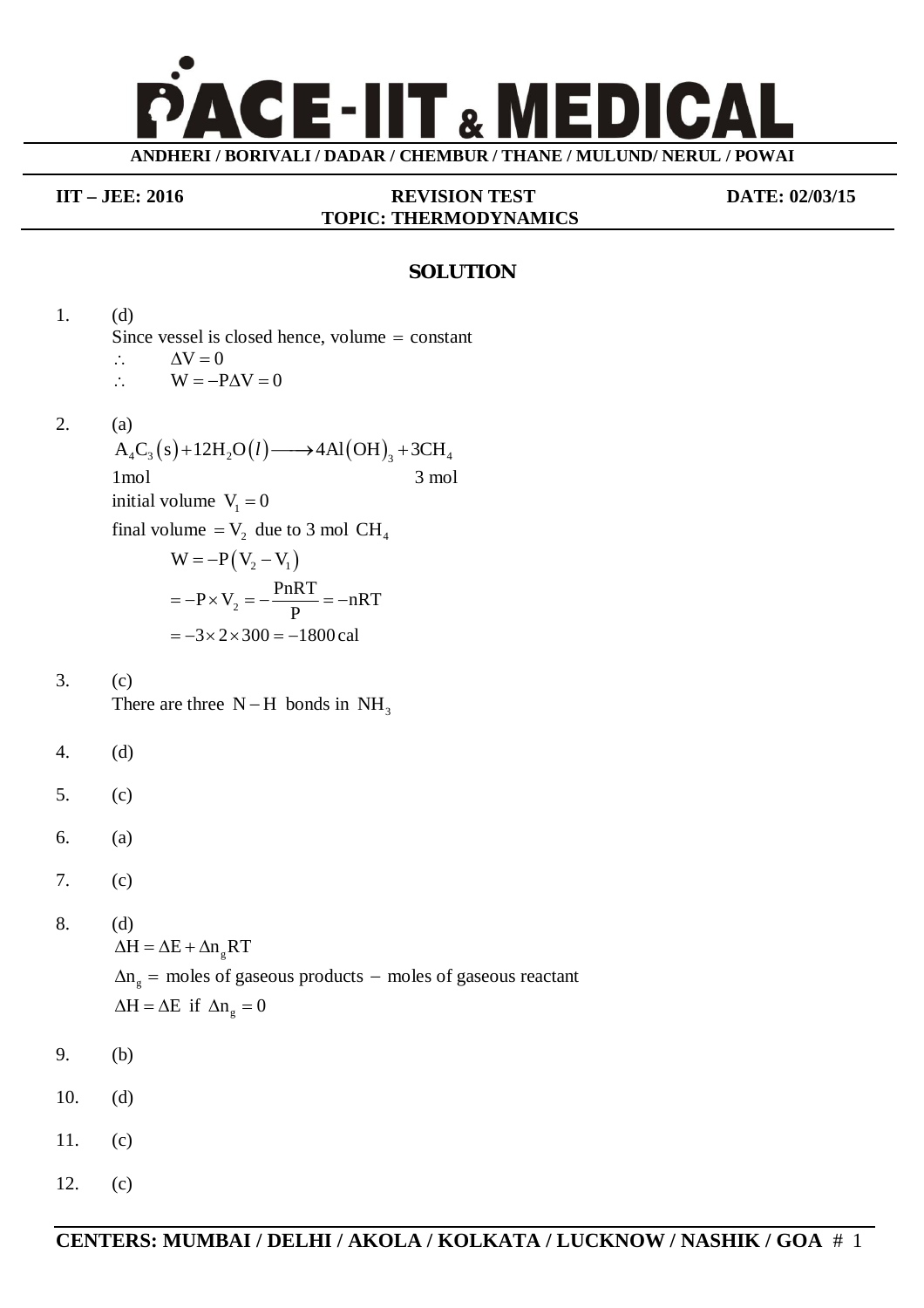# PACE-IIT & MEDICAL

**ANDHERI / BORIVALI / DADAR / CHEMBUR / THANE / MULUND/ NERUL / POWAI**

**IIT – JEE: 2016** **REVISION TEST** **DATE: 02/03/15**
**TOPIC: THERMODYNAMICS**

## SOLUTION

1. (d)
   Since vessel is closed hence, volume = constant
   $\therefore \quad \Delta V = 0$
   $\therefore \quad W = -P\Delta V = 0$

2. (a)
   $A_4C_3(s) + 12H_2O(l) \longrightarrow 4Al(OH)_3 + 3CH_4$
   1mol 3 mol
   initial volume $V_1 = 0$
   final volume $= V_2$ due to 3 mol $CH_4$
   $$W = -P(V_2 - V_1)$$
   $$= -P \times V_2 = -\frac{PnRT}{P} = -nRT$$
   $$= -3 \times 2 \times 300 = -1800\,\text{cal}$$

3. (c)
   There are three $N-H$ bonds in $NH_3$

4. (d)

5. (c)

6. (a)

7. (c)

8. (d)
   $\Delta H = \Delta E + \Delta n_g RT$
   $\Delta n_g =$ moles of gaseous products $-$ moles of gaseous reactant
   $\Delta H = \Delta E$ if $\Delta n_g = 0$

9. (b)

10. (d)

11. (c)

12. (c)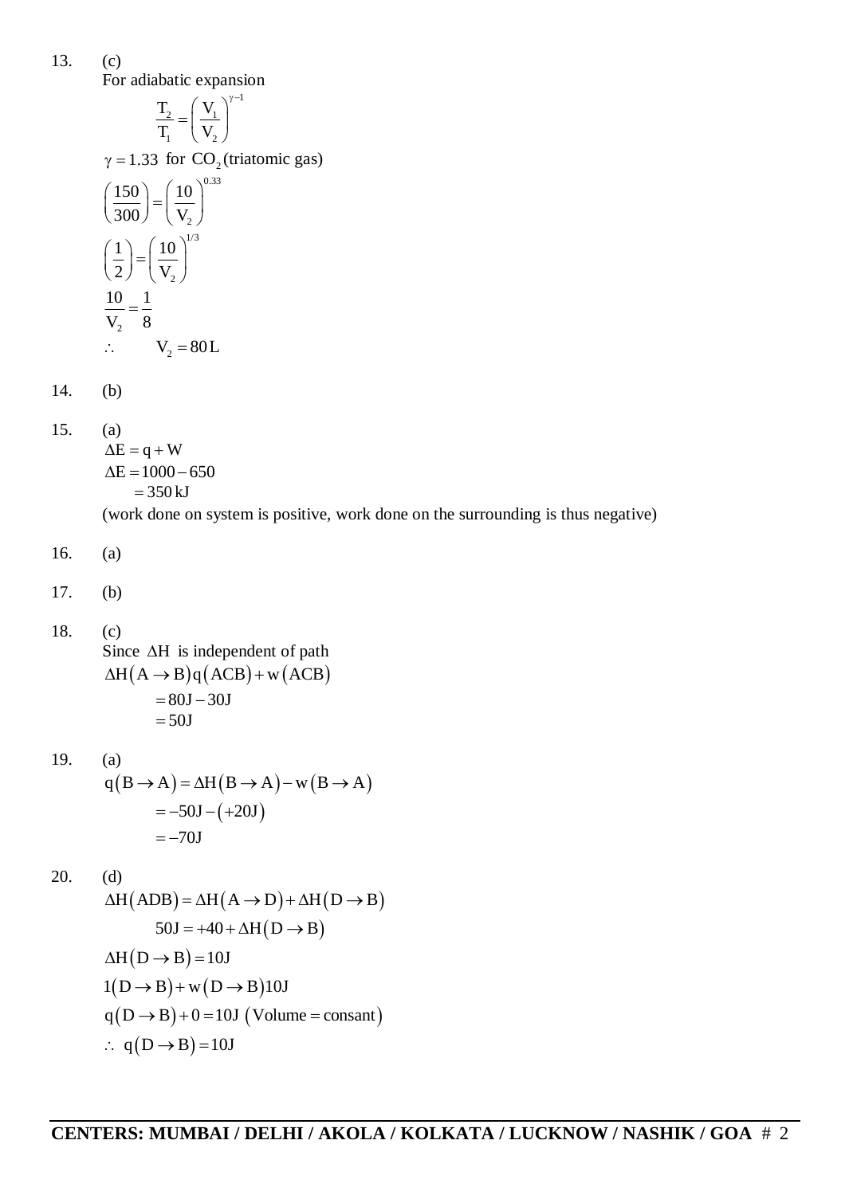13. (c)

For adiabatic expansion

$$\frac{T_2}{T_1} = \left(\frac{V_1}{V_2}\right)^{\gamma-1}$$

$\gamma = 1.33$ for $CO_2$ (triatomic gas)

$$\left(\frac{150}{300}\right) = \left(\frac{10}{V_2}\right)^{0.33}$$

$$\left(\frac{1}{2}\right) = \left(\frac{10}{V_2}\right)^{1/3}$$

$$\frac{10}{V_2} = \frac{1}{8}$$

$$\therefore \quad V_2 = 80\,L$$

14. (b)

15. (a)

$$\Delta E = q + W$$

$$\Delta E = 1000 - 650$$

$$= 350\,kJ$$

(work done on system is positive, work done on the surrounding is thus negative)

16. (a)

17. (b)

18. (c)

Since $\Delta H$ is independent of path

$$\Delta H(A \to B) q(ACB) + w(ACB)$$

$$= 80J - 30J$$

$$= 50J$$

19. (a)

$$q(B \to A) = \Delta H(B \to A) - w(B \to A)$$

$$= -50J - (+20J)$$

$$= -70J$$

20. (d)

$$\Delta H(ADB) = \Delta H(A \to D) + \Delta H(D \to B)$$

$$50J = +40 + \Delta H(D \to B)$$

$$\Delta H(D \to B) = 10J$$

$$1(D \to B) + w(D \to B) 10J$$

$$q(D \to B) + 0 = 10J \;(\text{Volume} = \text{consant})$$

$$\therefore \; q(D \to B) = 10J$$

**CENTERS: MUMBAI / DELHI / AKOLA / KOLKATA / LUCKNOW / NASHIK / GOA**